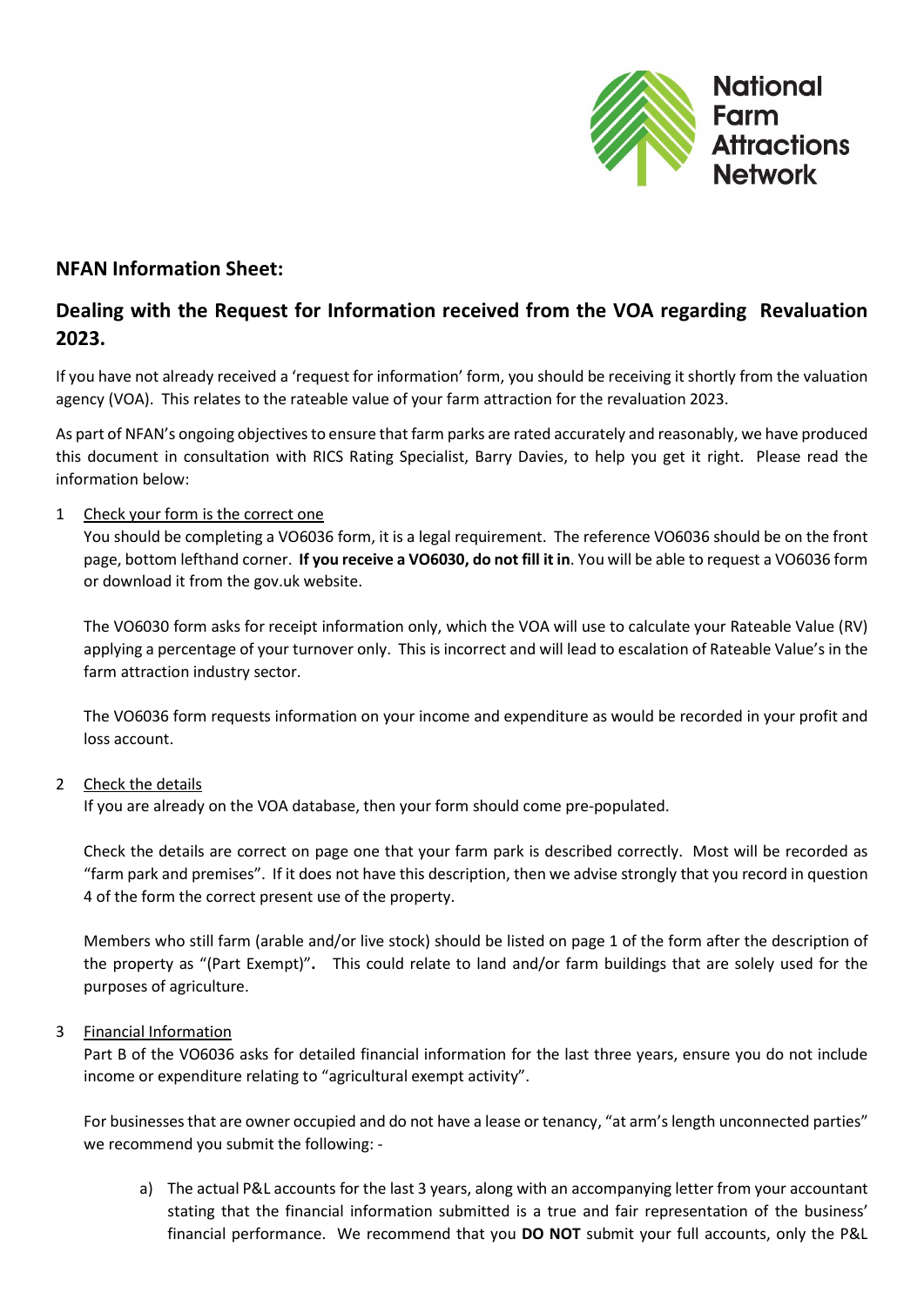National Farm Attractions Network

## NFAN Information Sheet:

## Dealing with the Request for Information received from the VOA regarding Revaluation 2023.

If you have not already received a 'request for information' form, you should be receiving it shortly from the valuation agency (VOA). This relates to the rateable value of your farm attraction for the revaluation 2023.

As part of NFAN's ongoing objectives to ensure that farm parks are rated accurately and reasonably, we have produced this document in consultation with RICS Rating Specialist, Barry Davies, to help you get it right. Please read the information below:

1. <u>Check your form is the correct one</u>

   You should be completing a VO6036 form, it is a legal requirement. The reference VO6036 should be on the front page, bottom lefthand corner. **If you receive a VO6030, do not fill it in**. You will be able to request a VO6036 form or download it from the gov.uk website.

   The VO6030 form asks for receipt information only, which the VOA will use to calculate your Rateable Value (RV) applying a percentage of your turnover only. This is incorrect and will lead to escalation of Rateable Value's in the farm attraction industry sector.

   The VO6036 form requests information on your income and expenditure as would be recorded in your profit and loss account.

2. <u>Check the details</u>

   If you are already on the VOA database, then your form should come pre-populated.

   Check the details are correct on page one that your farm park is described correctly. Most will be recorded as "farm park and premises". If it does not have this description, then we advise strongly that you record in question 4 of the form the correct present use of the property.

   Members who still farm (arable and/or live stock) should be listed on page 1 of the form after the description of the property as "(Part Exempt)"**.** This could relate to land and/or farm buildings that are solely used for the purposes of agriculture.

3. <u>Financial Information</u>

   Part B of the VO6036 asks for detailed financial information for the last three years, ensure you do not include income or expenditure relating to "agricultural exempt activity".

   For businesses that are owner occupied and do not have a lease or tenancy, "at arm's length unconnected parties" we recommend you submit the following: -

   a) The actual P&L accounts for the last 3 years, along with an accompanying letter from your accountant stating that the financial information submitted is a true and fair representation of the business' financial performance. We recommend that you **DO NOT** submit your full accounts, only the P&L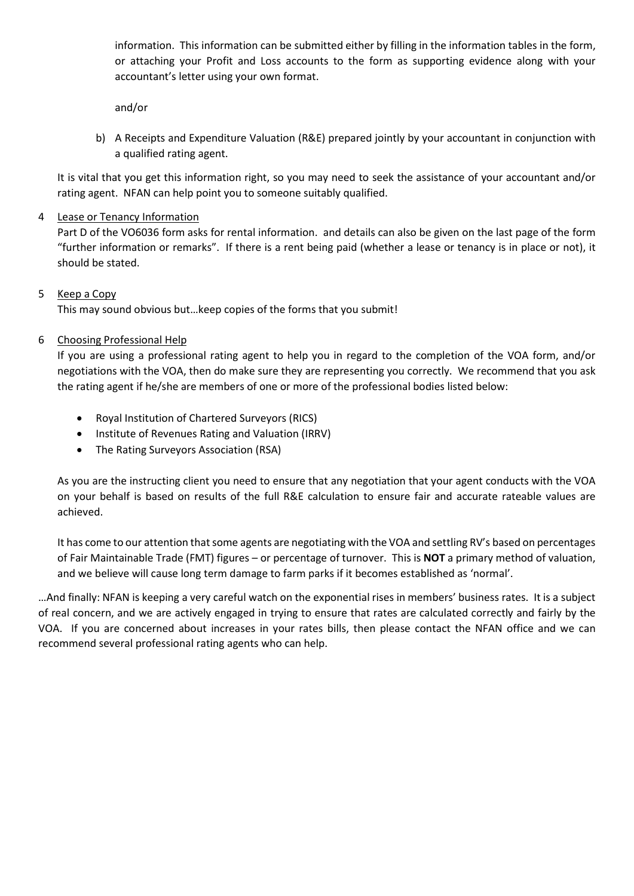information. This information can be submitted either by filling in the information tables in the form, or attaching your Profit and Loss accounts to the form as supporting evidence along with your accountant's letter using your own format.

and/or

b) A Receipts and Expenditure Valuation (R&E) prepared jointly by your accountant in conjunction with a qualified rating agent.

It is vital that you get this information right, so you may need to seek the assistance of your accountant and/or rating agent. NFAN can help point you to someone suitably qualified.

4 Lease or Tenancy Information

Part D of the VO6036 form asks for rental information. and details can also be given on the last page of the form "further information or remarks". If there is a rent being paid (whether a lease or tenancy is in place or not), it should be stated.

5 Keep a Copy

This may sound obvious but…keep copies of the forms that you submit!

6 Choosing Professional Help

If you are using a professional rating agent to help you in regard to the completion of the VOA form, and/or negotiations with the VOA, then do make sure they are representing you correctly. We recommend that you ask the rating agent if he/she are members of one or more of the professional bodies listed below:

- Royal Institution of Chartered Surveyors (RICS)
- Institute of Revenues Rating and Valuation (IRRV)
- The Rating Surveyors Association (RSA)

As you are the instructing client you need to ensure that any negotiation that your agent conducts with the VOA on your behalf is based on results of the full R&E calculation to ensure fair and accurate rateable values are achieved.

It has come to our attention that some agents are negotiating with the VOA and settling RV's based on percentages of Fair Maintainable Trade (FMT) figures – or percentage of turnover. This is **NOT** a primary method of valuation, and we believe will cause long term damage to farm parks if it becomes established as 'normal'.

…And finally: NFAN is keeping a very careful watch on the exponential rises in members' business rates. It is a subject of real concern, and we are actively engaged in trying to ensure that rates are calculated correctly and fairly by the VOA. If you are concerned about increases in your rates bills, then please contact the NFAN office and we can recommend several professional rating agents who can help.